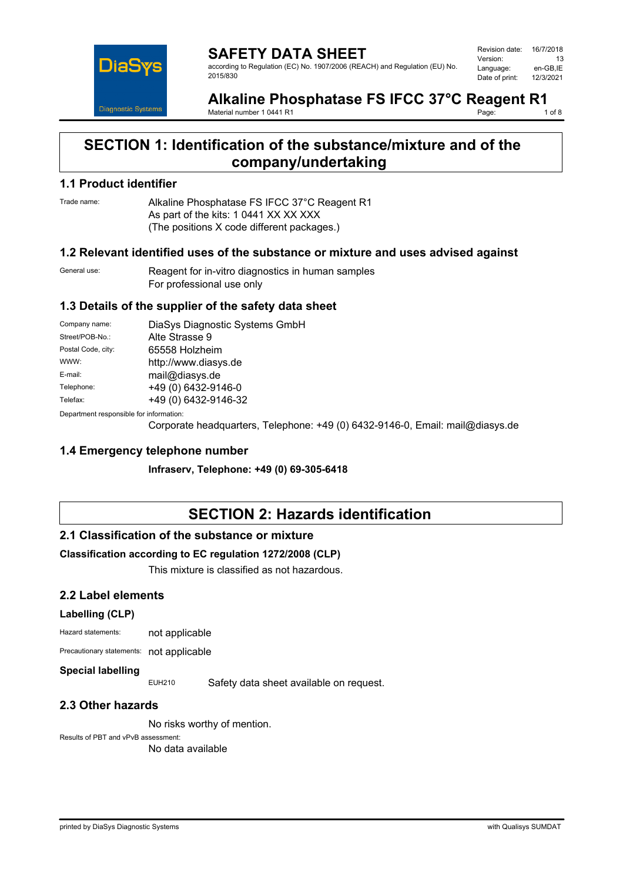# SAFETY DATA SHEET

according to Regulation (EC) No. 1907/2006 (REACH) and Regulation (EU) No. 2015/830

Revision date: 16/7/2018
Version: 13
Language: en-GB,IE
Date of print: 12/3/2021

# Alkaline Phosphatase FS IFCC 37°C Reagent R1

Material number 1 0441 R1

## SECTION 1: Identification of the substance/mixture and of the company/undertaking

### 1.1 Product identifier

Trade name: Alkaline Phosphatase FS IFCC 37°C Reagent R1
As part of the kits: 1 0441 XX XX XXX
(The positions X code different packages.)

### 1.2 Relevant identified uses of the substance or mixture and uses advised against

General use: Reagent for in-vitro diagnostics in human samples
For professional use only

### 1.3 Details of the supplier of the safety data sheet

Company name: DiaSys Diagnostic Systems GmbH
Street/POB-No.: Alte Strasse 9
Postal Code, city: 65558 Holzheim
WWW: http://www.diasys.de
E-mail: mail@diasys.de
Telephone: +49 (0) 6432-9146-0
Telefax: +49 (0) 6432-9146-32

Department responsible for information:
Corporate headquarters, Telephone: +49 (0) 6432-9146-0, Email: mail@diasys.de

### 1.4 Emergency telephone number

**Infraserv, Telephone: +49 (0) 69-305-6418**

## SECTION 2: Hazards identification

### 2.1 Classification of the substance or mixture

**Classification according to EC regulation 1272/2008 (CLP)**

This mixture is classified as not hazardous.

### 2.2 Label elements

**Labelling (CLP)**

Hazard statements: not applicable

Precautionary statements: not applicable

**Special labelling**

EUH210 Safety data sheet available on request.

### 2.3 Other hazards

No risks worthy of mention.

Results of PBT and vPvB assessment:
No data available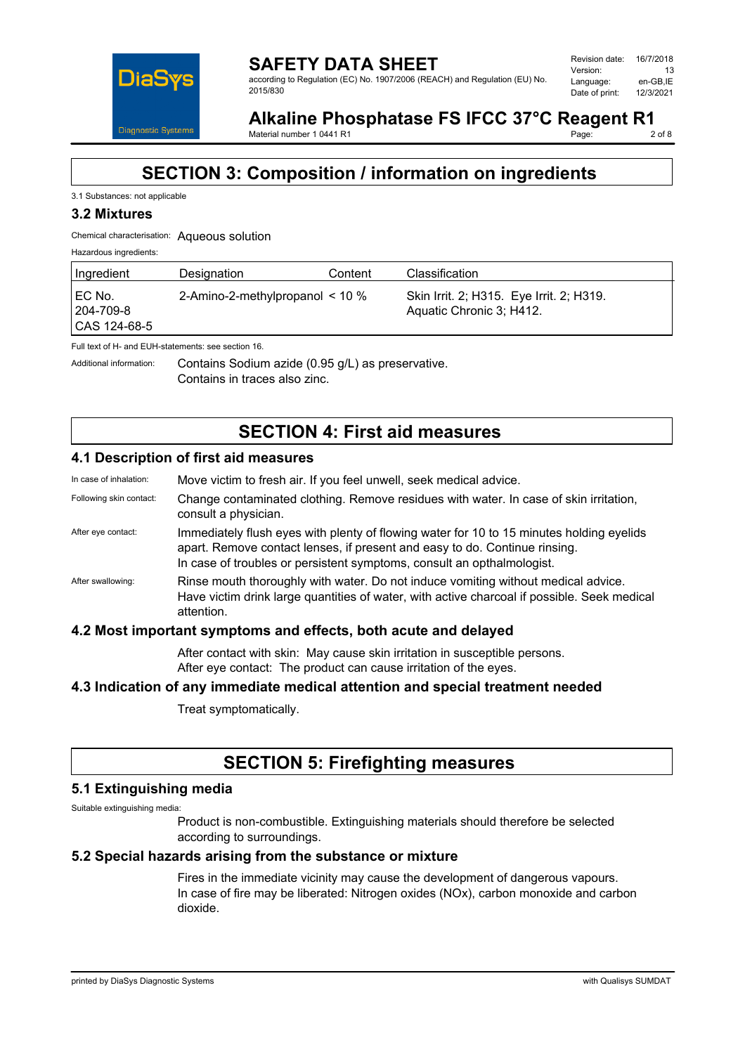# SECTION 3: Composition / information on ingredients

3.1 Substances: not applicable

### 3.2 Mixtures

Chemical characterisation: Aqueous solution

Hazardous ingredients:

| Ingredient | Designation | Content | Classification |
|---|---|---|---|
| EC No. 204-709-8 CAS 124-68-5 | 2-Amino-2-methylpropanol | < 10 % | Skin Irrit. 2; H315. Eye Irrit. 2; H319. Aquatic Chronic 3; H412. |

Full text of H- and EUH-statements: see section 16.

Additional information: Contains Sodium azide (0.95 g/L) as preservative.
Contains in traces also zinc.

# SECTION 4: First aid measures

### 4.1 Description of first aid measures

In case of inhalation: Move victim to fresh air. If you feel unwell, seek medical advice.

Following skin contact: Change contaminated clothing. Remove residues with water. In case of skin irritation, consult a physician.

After eye contact: Immediately flush eyes with plenty of flowing water for 10 to 15 minutes holding eyelids apart. Remove contact lenses, if present and easy to do. Continue rinsing.
In case of troubles or persistent symptoms, consult an opthalmologist.

After swallowing: Rinse mouth thoroughly with water. Do not induce vomiting without medical advice. Have victim drink large quantities of water, with active charcoal if possible. Seek medical attention.

### 4.2 Most important symptoms and effects, both acute and delayed

After contact with skin: May cause skin irritation in susceptible persons.
After eye contact: The product can cause irritation of the eyes.

### 4.3 Indication of any immediate medical attention and special treatment needed

Treat symptomatically.

# SECTION 5: Firefighting measures

### 5.1 Extinguishing media

Suitable extinguishing media:

Product is non-combustible. Extinguishing materials should therefore be selected according to surroundings.

### 5.2 Special hazards arising from the substance or mixture

Fires in the immediate vicinity may cause the development of dangerous vapours.
In case of fire may be liberated: Nitrogen oxides (NOx), carbon monoxide and carbon dioxide.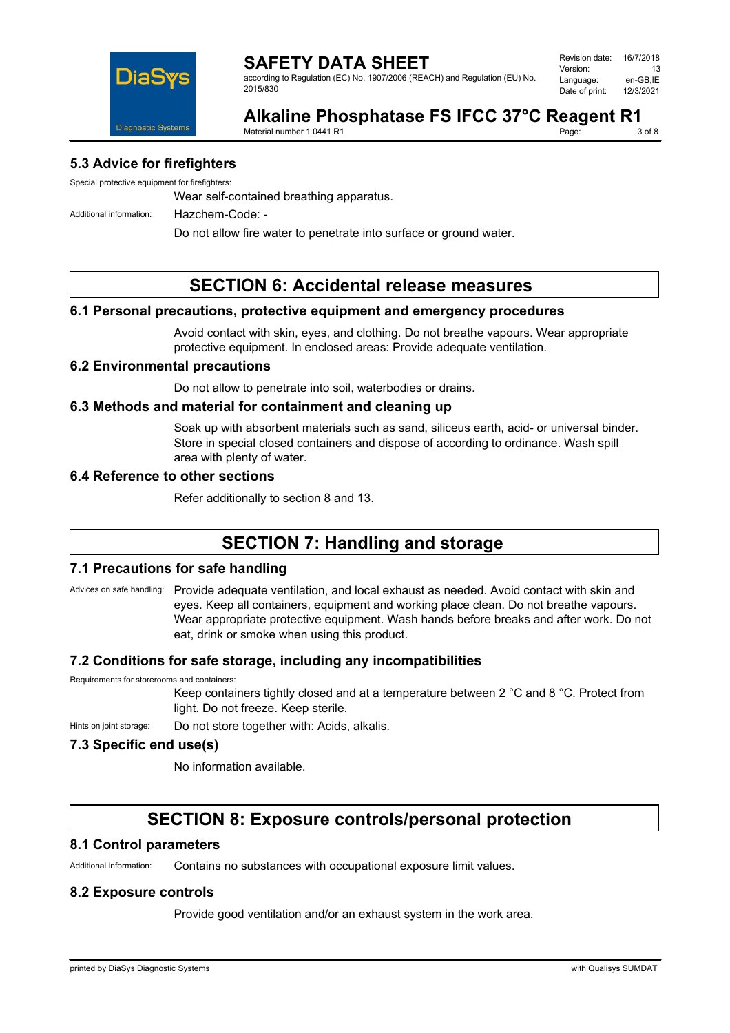### 5.3 Advice for firefighters

Special protective equipment for firefighters:

Wear self-contained breathing apparatus.

Additional information: Hazchem-Code: -

Do not allow fire water to penetrate into surface or ground water.

## SECTION 6: Accidental release measures

### 6.1 Personal precautions, protective equipment and emergency procedures

Avoid contact with skin, eyes, and clothing. Do not breathe vapours. Wear appropriate protective equipment. In enclosed areas: Provide adequate ventilation.

### 6.2 Environmental precautions

Do not allow to penetrate into soil, waterbodies or drains.

### 6.3 Methods and material for containment and cleaning up

Soak up with absorbent materials such as sand, siliceus earth, acid- or universal binder. Store in special closed containers and dispose of according to ordinance. Wash spill area with plenty of water.

### 6.4 Reference to other sections

Refer additionally to section 8 and 13.

## SECTION 7: Handling and storage

### 7.1 Precautions for safe handling

Advices on safe handling: Provide adequate ventilation, and local exhaust as needed. Avoid contact with skin and eyes. Keep all containers, equipment and working place clean. Do not breathe vapours. Wear appropriate protective equipment. Wash hands before breaks and after work. Do not eat, drink or smoke when using this product.

### 7.2 Conditions for safe storage, including any incompatibilities

Requirements for storerooms and containers:

Keep containers tightly closed and at a temperature between 2 °C and 8 °C. Protect from light. Do not freeze. Keep sterile.

Hints on joint storage: Do not store together with: Acids, alkalis.

### 7.3 Specific end use(s)

No information available.

## SECTION 8: Exposure controls/personal protection

### 8.1 Control parameters

Additional information: Contains no substances with occupational exposure limit values.

### 8.2 Exposure controls

Provide good ventilation and/or an exhaust system in the work area.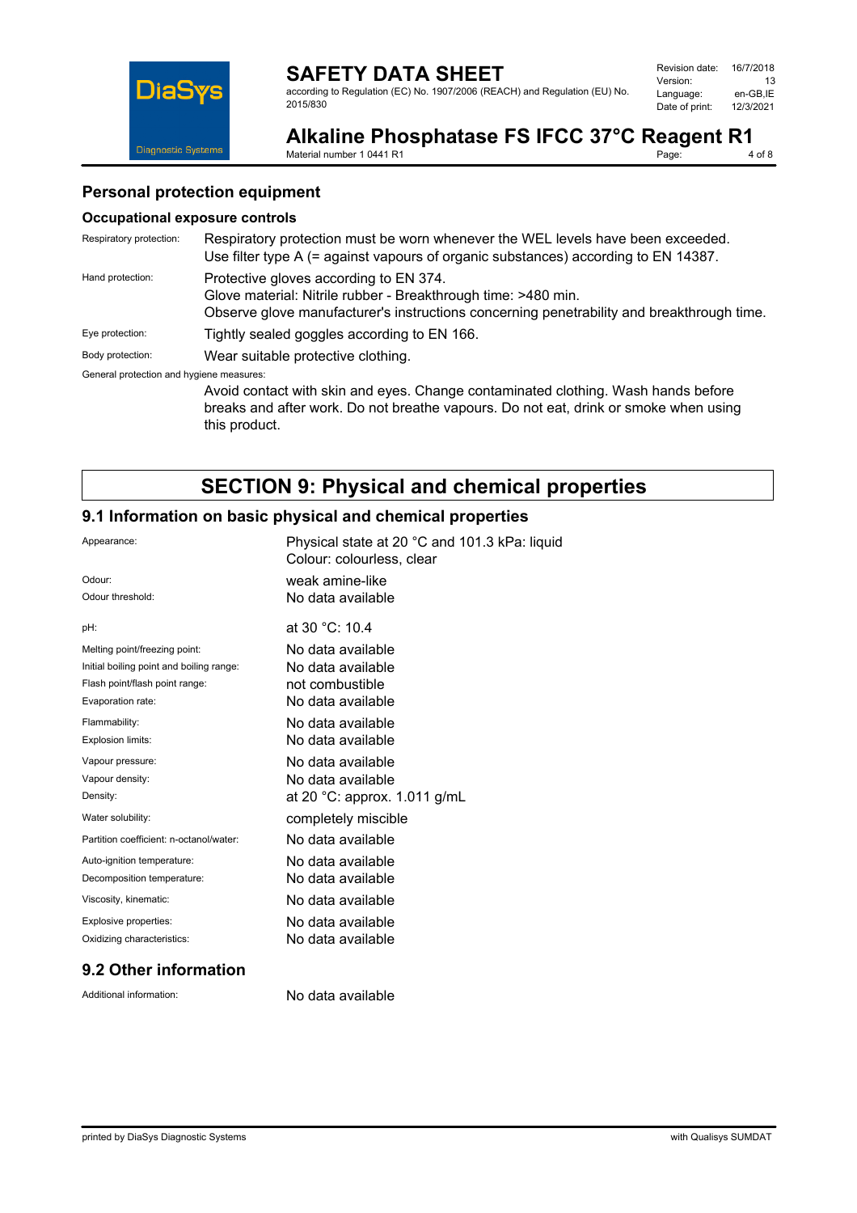### Personal protection equipment

#### Occupational exposure controls

| | |
|---|---|
| Respiratory protection: | Respiratory protection must be worn whenever the WEL levels have been exceeded. Use filter type A (= against vapours of organic substances) according to EN 14387. |
| Hand protection: | Protective gloves according to EN 374. Glove material: Nitrile rubber - Breakthrough time: >480 min. Observe glove manufacturer's instructions concerning penetrability and breakthrough time. |
| Eye protection: | Tightly sealed goggles according to EN 166. |
| Body protection: | Wear suitable protective clothing. |

General protection and hygiene measures:

Avoid contact with skin and eyes. Change contaminated clothing. Wash hands before breaks and after work. Do not breathe vapours. Do not eat, drink or smoke when using this product.

## SECTION 9: Physical and chemical properties

### 9.1 Information on basic physical and chemical properties

| | |
|---|---|
| Appearance: | Physical state at 20 °C and 101.3 kPa: liquid<br>Colour: colourless, clear |
| Odour: | weak amine-like |
| Odour threshold: | No data available |
| pH: | at 30 °C: 10.4 |
| Melting point/freezing point: | No data available |
| Initial boiling point and boiling range: | No data available |
| Flash point/flash point range: | not combustible |
| Evaporation rate: | No data available |
| Flammability: | No data available |
| Explosion limits: | No data available |
| Vapour pressure: | No data available |
| Vapour density: | No data available |
| Density: | at 20 °C: approx. 1.011 g/mL |
| Water solubility: | completely miscible |
| Partition coefficient: n-octanol/water: | No data available |
| Auto-ignition temperature: | No data available |
| Decomposition temperature: | No data available |
| Viscosity, kinematic: | No data available |
| Explosive properties: | No data available |
| Oxidizing characteristics: | No data available |

### 9.2 Other information

| | |
|---|---|
| Additional information: | No data available |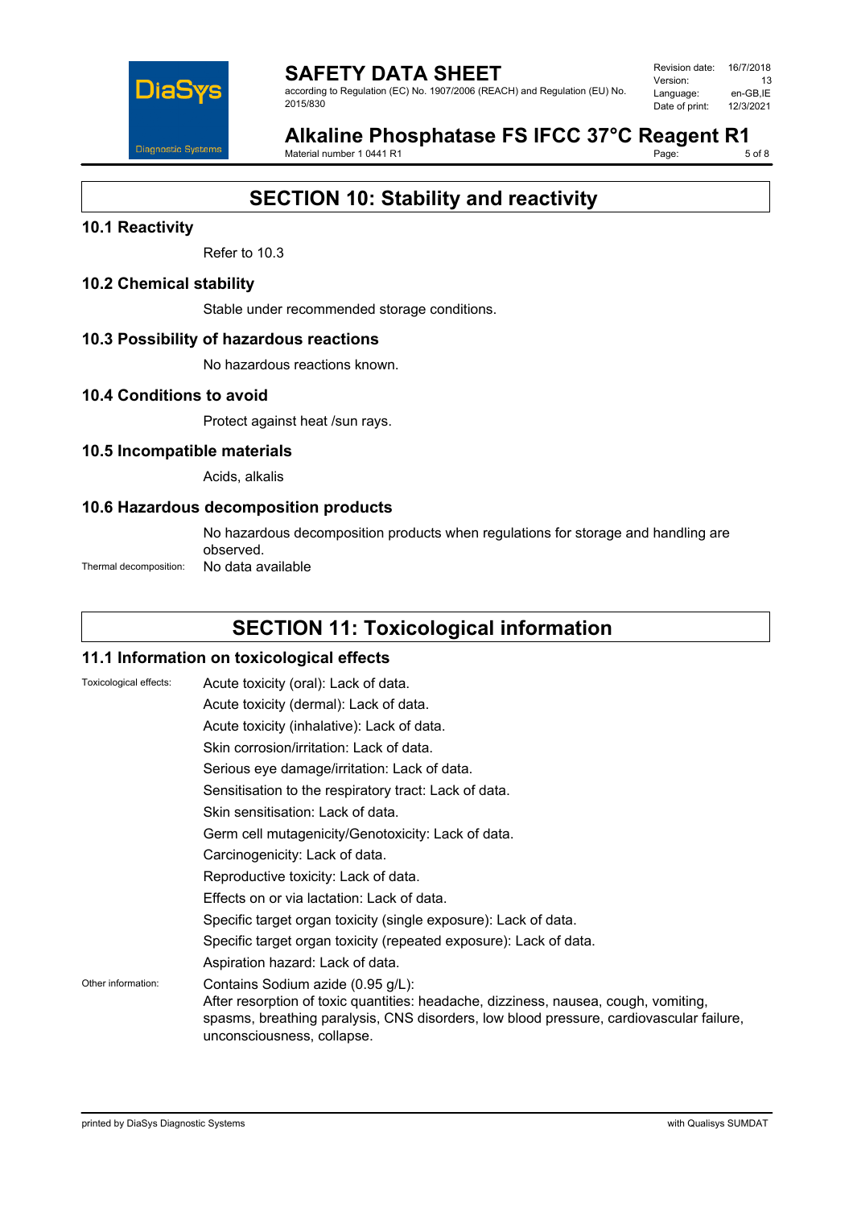## SECTION 10: Stability and reactivity

### 10.1 Reactivity

Refer to 10.3

### 10.2 Chemical stability

Stable under recommended storage conditions.

### 10.3 Possibility of hazardous reactions

No hazardous reactions known.

### 10.4 Conditions to avoid

Protect against heat /sun rays.

### 10.5 Incompatible materials

Acids, alkalis

### 10.6 Hazardous decomposition products

No hazardous decomposition products when regulations for storage and handling are observed.

Thermal decomposition: No data available

## SECTION 11: Toxicological information

### 11.1 Information on toxicological effects

Toxicological effects:

Acute toxicity (oral): Lack of data.

Acute toxicity (dermal): Lack of data.

Acute toxicity (inhalative): Lack of data.

Skin corrosion/irritation: Lack of data.

Serious eye damage/irritation: Lack of data.

Sensitisation to the respiratory tract: Lack of data.

Skin sensitisation: Lack of data.

Germ cell mutagenicity/Genotoxicity: Lack of data.

Carcinogenicity: Lack of data.

Reproductive toxicity: Lack of data.

Effects on or via lactation: Lack of data.

Specific target organ toxicity (single exposure): Lack of data.

Specific target organ toxicity (repeated exposure): Lack of data.

Aspiration hazard: Lack of data.

Other information: Contains Sodium azide (0.95 g/L):
After resorption of toxic quantities: headache, dizziness, nausea, cough, vomiting, spasms, breathing paralysis, CNS disorders, low blood pressure, cardiovascular failure, unconsciousness, collapse.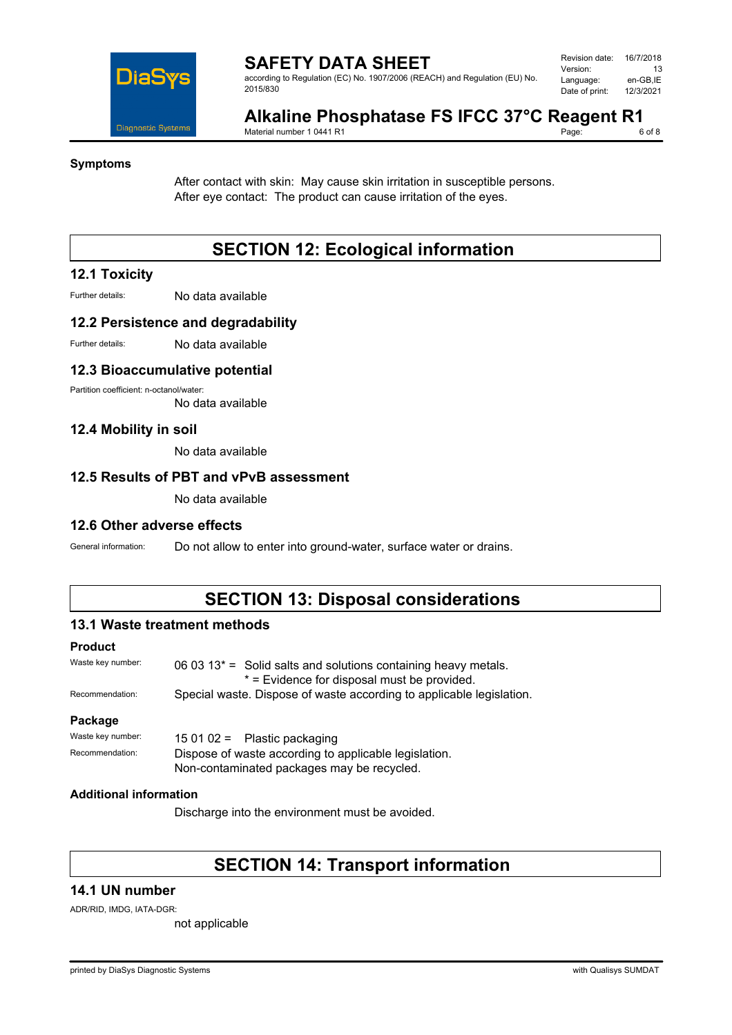### Symptoms

After contact with skin: May cause skin irritation in susceptible persons.
After eye contact: The product can cause irritation of the eyes.

## SECTION 12: Ecological information

### 12.1 Toxicity

Further details: No data available

### 12.2 Persistence and degradability

Further details: No data available

### 12.3 Bioaccumulative potential

Partition coefficient: n-octanol/water:
No data available

### 12.4 Mobility in soil

No data available

### 12.5 Results of PBT and vPvB assessment

No data available

### 12.6 Other adverse effects

General information: Do not allow to enter into ground-water, surface water or drains.

## SECTION 13: Disposal considerations

### 13.1 Waste treatment methods

**Product**

Waste key number: 06 03 13* = Solid salts and solutions containing heavy metals.
* = Evidence for disposal must be provided.

Recommendation: Special waste. Dispose of waste according to applicable legislation.

**Package**

Waste key number: 15 01 02 = Plastic packaging

Recommendation: Dispose of waste according to applicable legislation.
Non-contaminated packages may be recycled.

**Additional information**

Discharge into the environment must be avoided.

## SECTION 14: Transport information

### 14.1 UN number

ADR/RID, IMDG, IATA-DGR:
not applicable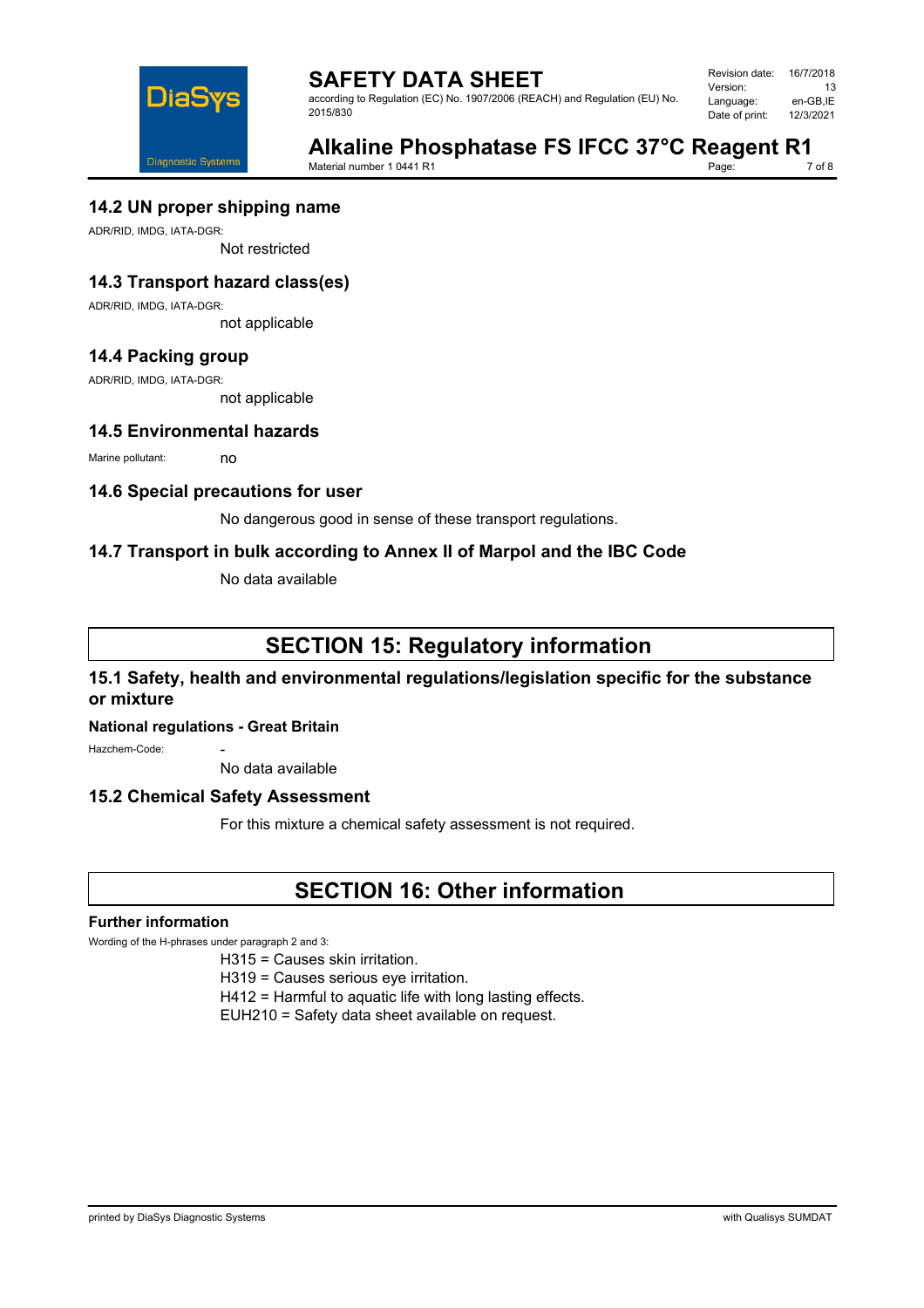## 14.2 UN proper shipping name

ADR/RID, IMDG, IATA-DGR:

Not restricted

## 14.3 Transport hazard class(es)

ADR/RID, IMDG, IATA-DGR:

not applicable

## 14.4 Packing group

ADR/RID, IMDG, IATA-DGR:

not applicable

## 14.5 Environmental hazards

Marine pollutant: no

## 14.6 Special precautions for user

No dangerous good in sense of these transport regulations.

## 14.7 Transport in bulk according to Annex II of Marpol and the IBC Code

No data available

# SECTION 15: Regulatory information

## 15.1 Safety, health and environmental regulations/legislation specific for the substance or mixture

**National regulations - Great Britain**

Hazchem-Code: -

No data available

## 15.2 Chemical Safety Assessment

For this mixture a chemical safety assessment is not required.

# SECTION 16: Other information

**Further information**

Wording of the H-phrases under paragraph 2 and 3:

H315 = Causes skin irritation.
H319 = Causes serious eye irritation.
H412 = Harmful to aquatic life with long lasting effects.
EUH210 = Safety data sheet available on request.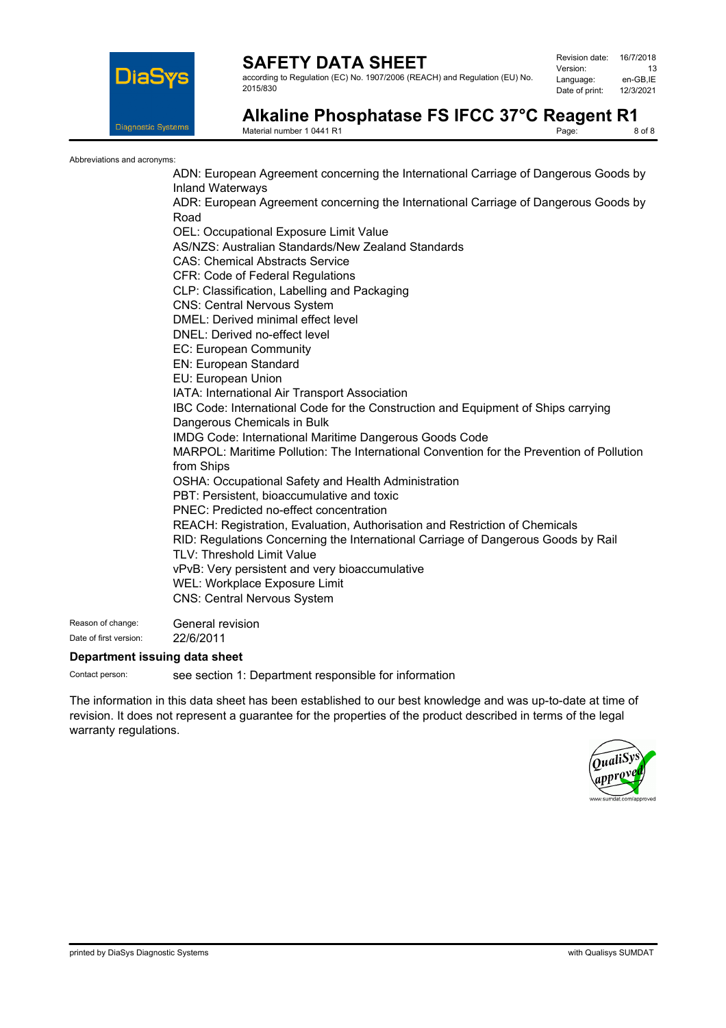Abbreviations and acronyms:

ADN: European Agreement concerning the International Carriage of Dangerous Goods by Inland Waterways
ADR: European Agreement concerning the International Carriage of Dangerous Goods by Road
OEL: Occupational Exposure Limit Value
AS/NZS: Australian Standards/New Zealand Standards
CAS: Chemical Abstracts Service
CFR: Code of Federal Regulations
CLP: Classification, Labelling and Packaging
CNS: Central Nervous System
DMEL: Derived minimal effect level
DNEL: Derived no-effect level
EC: European Community
EN: European Standard
EU: European Union
IATA: International Air Transport Association
IBC Code: International Code for the Construction and Equipment of Ships carrying Dangerous Chemicals in Bulk
IMDG Code: International Maritime Dangerous Goods Code
MARPOL: Maritime Pollution: The International Convention for the Prevention of Pollution from Ships
OSHA: Occupational Safety and Health Administration
PBT: Persistent, bioaccumulative and toxic
PNEC: Predicted no-effect concentration
REACH: Registration, Evaluation, Authorisation and Restriction of Chemicals
RID: Regulations Concerning the International Carriage of Dangerous Goods by Rail
TLV: Threshold Limit Value
vPvB: Very persistent and very bioaccumulative
WEL: Workplace Exposure Limit
CNS: Central Nervous System

Reason of change: General revision

Date of first version: 22/6/2011

**Department issuing data sheet**

Contact person: see section 1: Department responsible for information

The information in this data sheet has been established to our best knowledge and was up-to-date at time of revision. It does not represent a guarantee for the properties of the product described in terms of the legal warranty regulations.

QualiSys approved
www.sumdat.com/approved